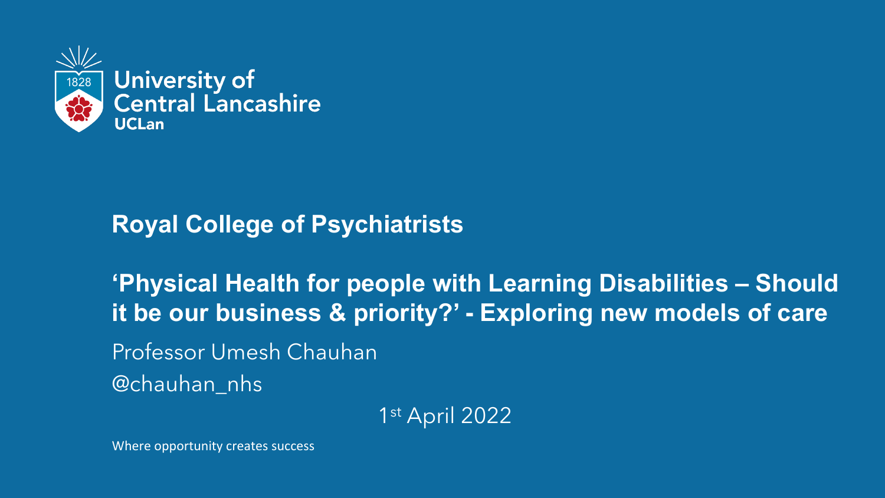University of Central Lancashire
UCLan

## Royal College of Psychiatrists

# ‘Physical Health for people with Learning Disabilities – Should it be our business & priority?’ - Exploring new models of care

Professor Umesh Chauhan

@chauhan_nhs

1st April 2022

Where opportunity creates success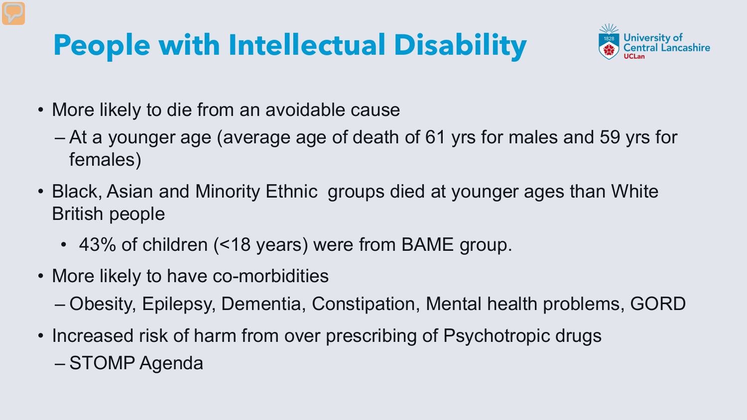# People with Intellectual Disability

- More likely to die from an avoidable cause
  - At a younger age (average age of death of 61 yrs for males and 59 yrs for females)
- Black, Asian and Minority Ethnic groups died at younger ages than White British people
  - 43% of children (<18 years) were from BAME group.
- More likely to have co-morbidities
  - Obesity, Epilepsy, Dementia, Constipation, Mental health problems, GORD
- Increased risk of harm from over prescribing of Psychotropic drugs
  - STOMP Agenda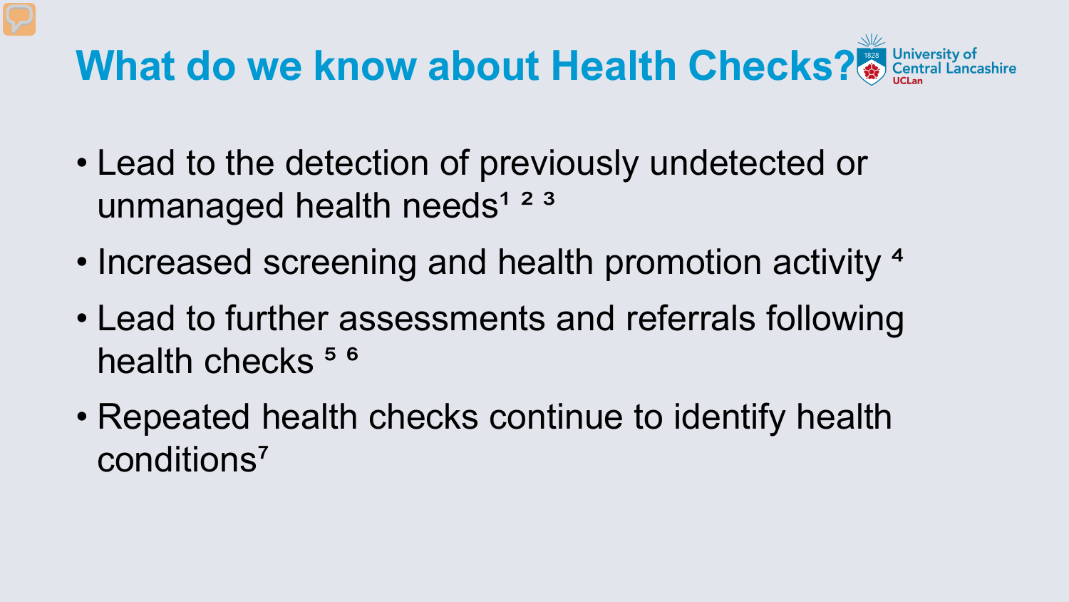# What do we know about Health Checks?

- Lead to the detection of previously undetected or unmanaged health needs[1,2,3]
- Increased screening and health promotion activity[4]
- Lead to further assessments and referrals following health checks[5,6]
- Repeated health checks continue to identify health conditions[7]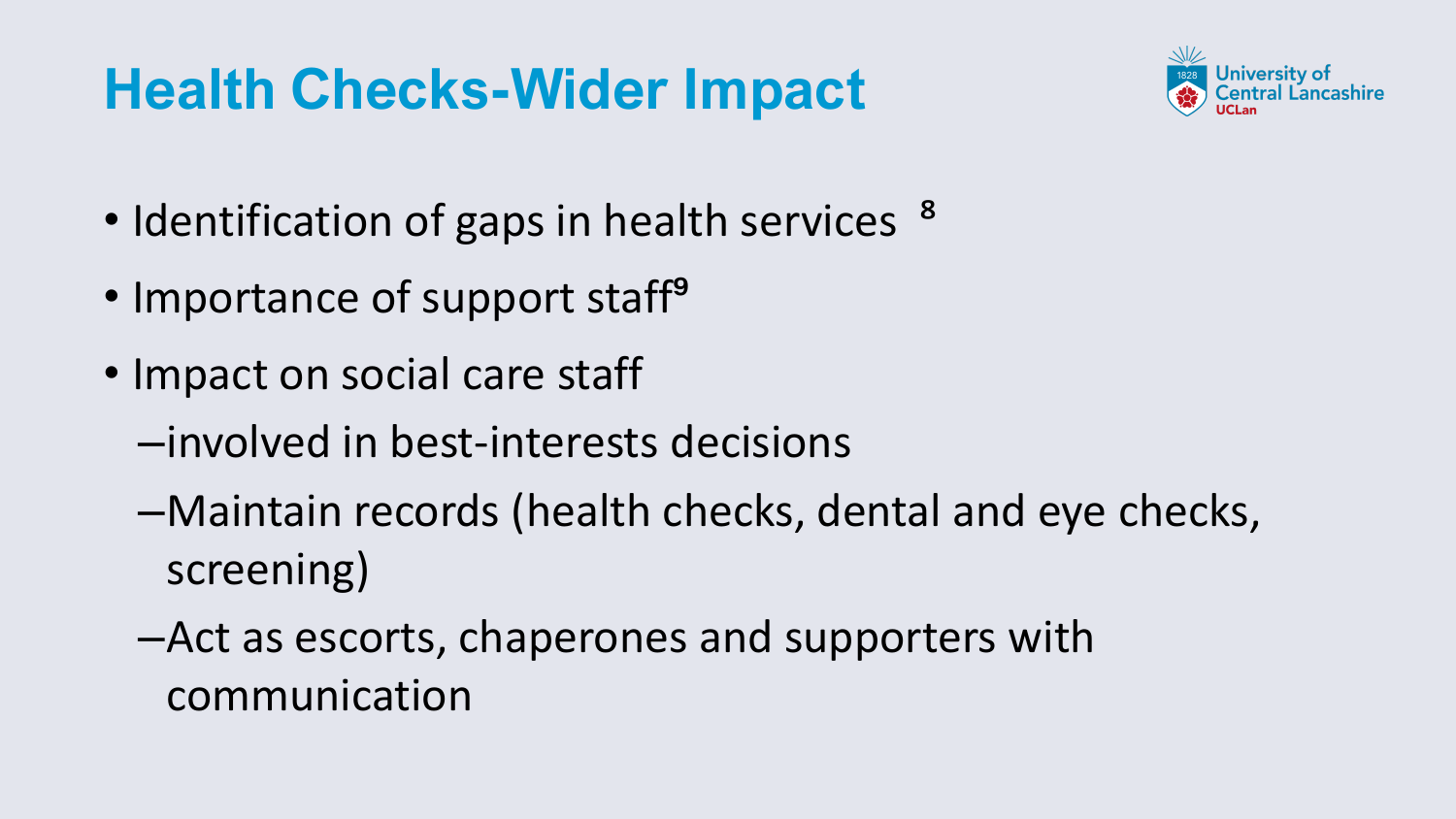# Health Checks-Wider Impact

- Identification of gaps in health services [8]
- Importance of support staff[9]
- Impact on social care staff
  - involved in best-interests decisions
  - Maintain records (health checks, dental and eye checks, screening)
  - Act as escorts, chaperones and supporters with communication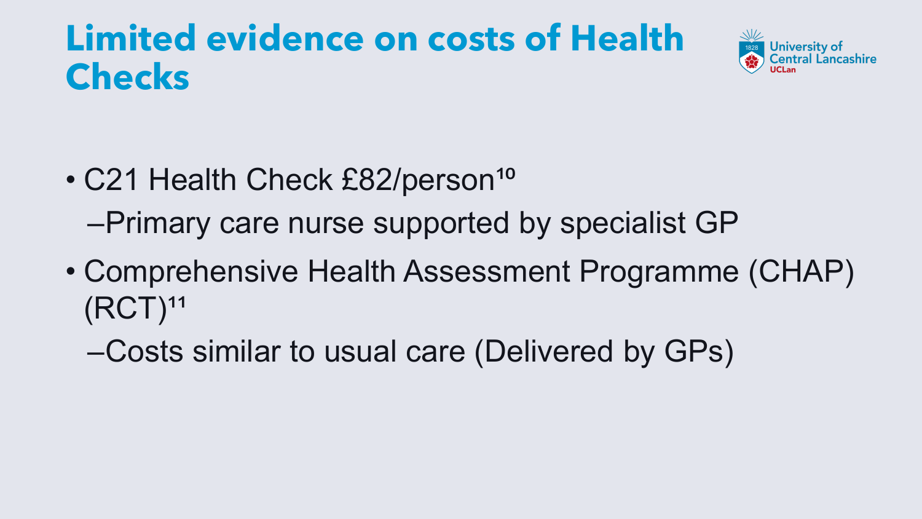# Limited evidence on costs of Health Checks

- C21 Health Check £82/person[10]
  - Primary care nurse supported by specialist GP
- Comprehensive Health Assessment Programme (CHAP) (RCT)[11]
  - Costs similar to usual care (Delivered by GPs)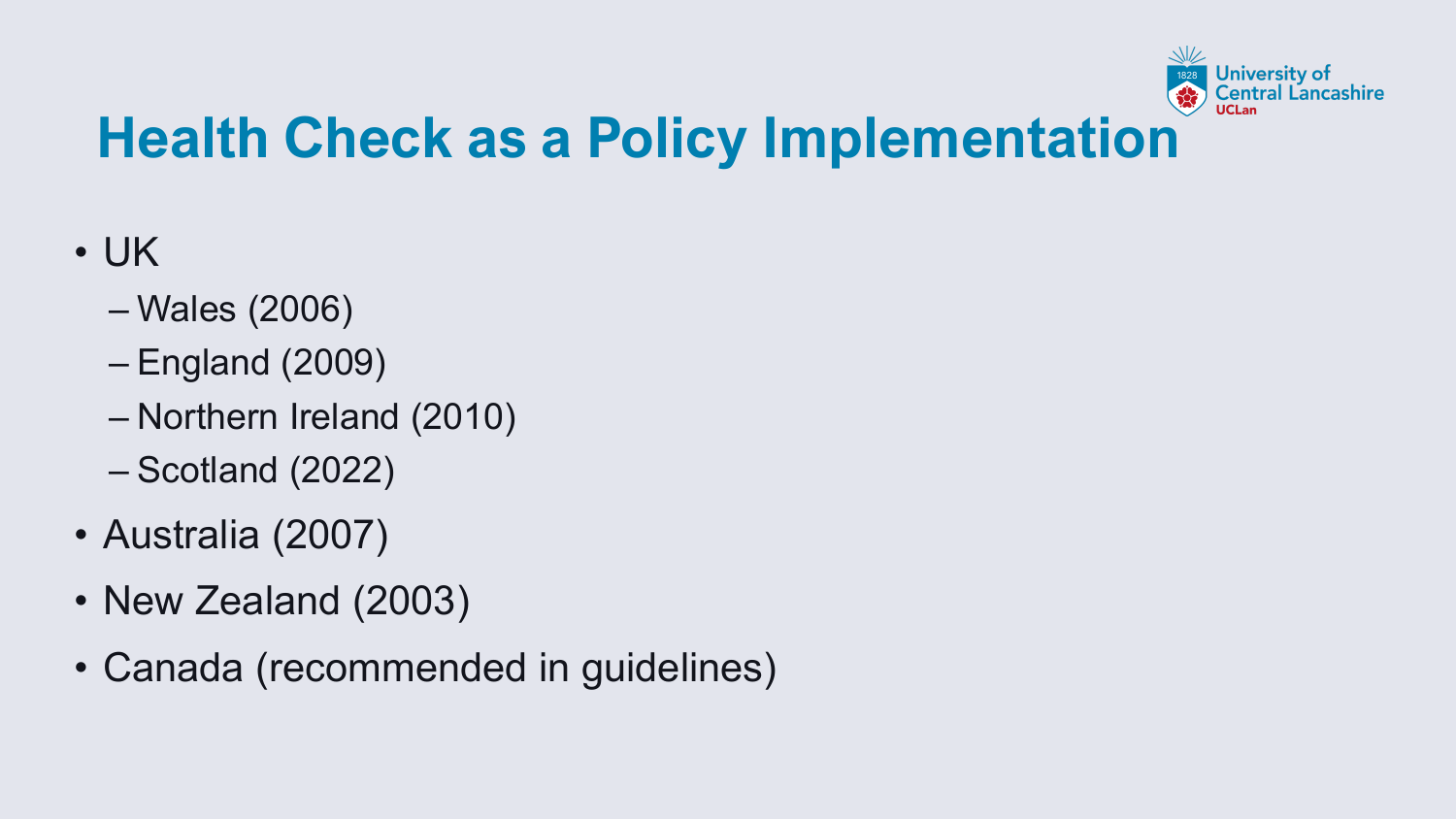# Health Check as a Policy Implementation

- UK
  - Wales (2006)
  - England (2009)
  - Northern Ireland (2010)
  - Scotland (2022)
- Australia (2007)
- New Zealand (2003)
- Canada (recommended in guidelines)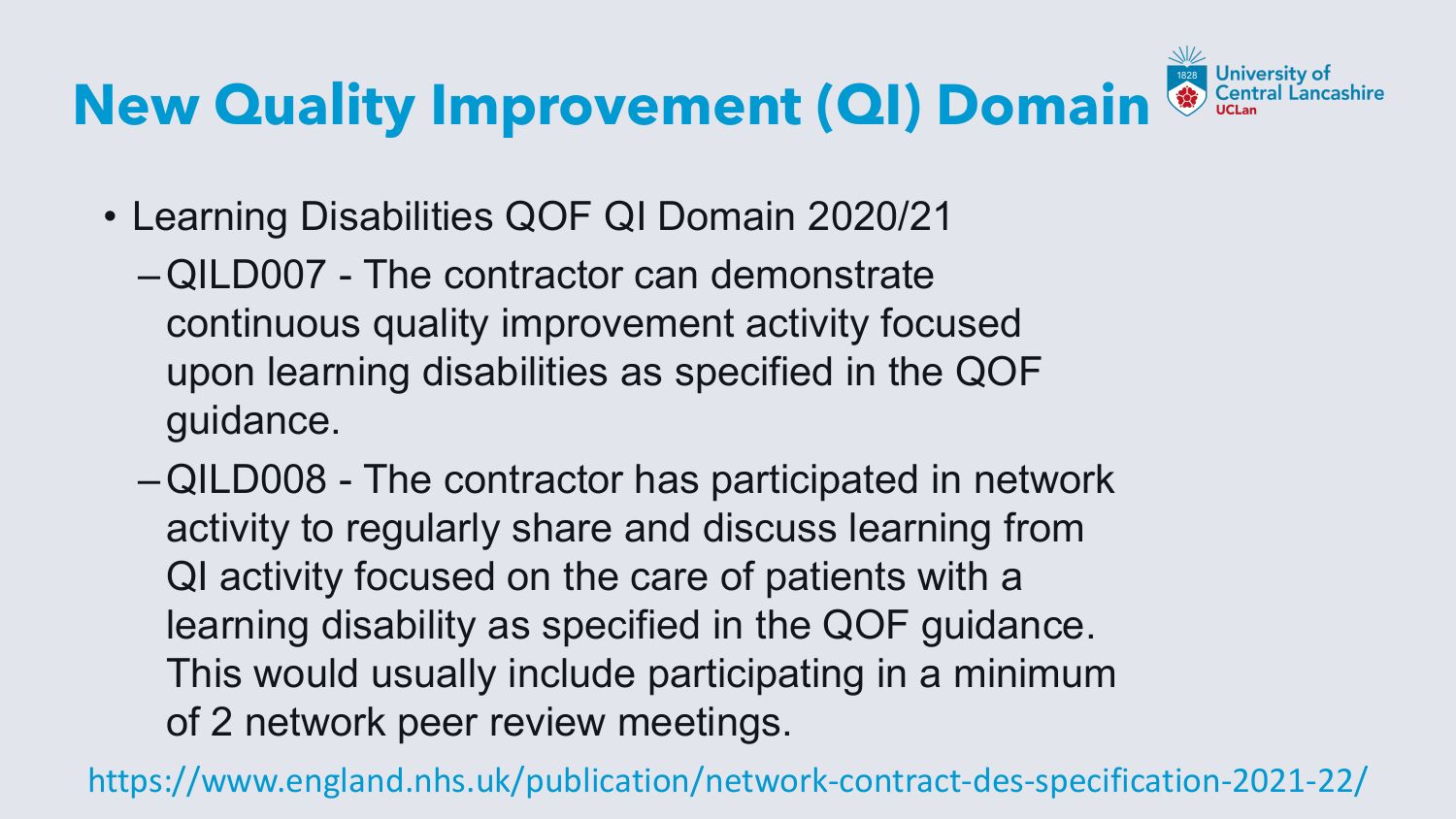# New Quality Improvement (QI) Domain

- Learning Disabilities QOF QI Domain 2020/21
  - QILD007 - The contractor can demonstrate continuous quality improvement activity focused upon learning disabilities as specified in the QOF guidance.
  - QILD008 - The contractor has participated in network activity to regularly share and discuss learning from QI activity focused on the care of patients with a learning disability as specified in the QOF guidance. This would usually include participating in a minimum of 2 network peer review meetings.

https://www.england.nhs.uk/publication/network-contract-des-specification-2021-22/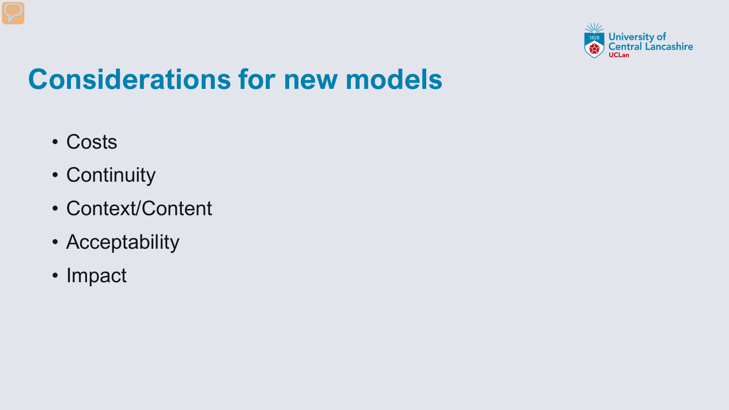# Considerations for new models

- Costs
- Continuity
- Context/Content
- Acceptability
- Impact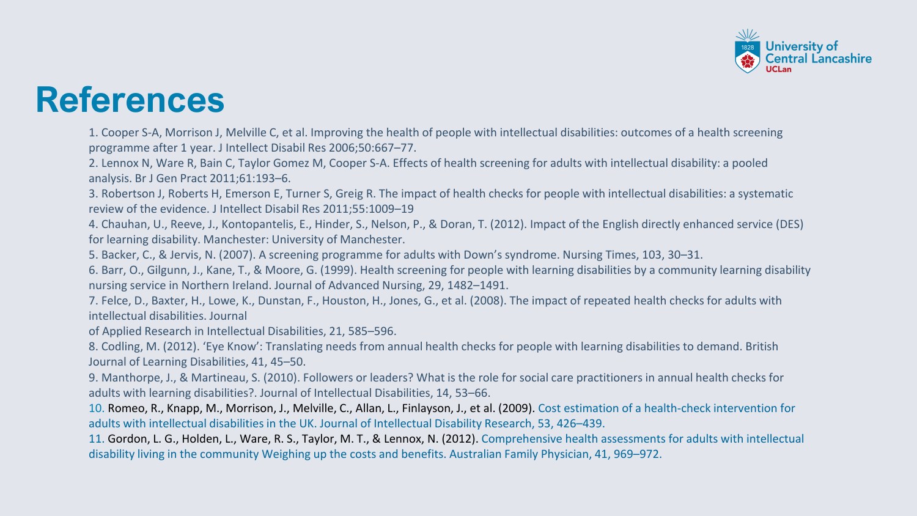# References

1. Cooper S-A, Morrison J, Melville C, et al. Improving the health of people with intellectual disabilities: outcomes of a health screening programme after 1 year. J Intellect Disabil Res 2006;50:667–77.
2. Lennox N, Ware R, Bain C, Taylor Gomez M, Cooper S-A. Effects of health screening for adults with intellectual disability: a pooled analysis. Br J Gen Pract 2011;61:193–6.
3. Robertson J, Roberts H, Emerson E, Turner S, Greig R. The impact of health checks for people with intellectual disabilities: a systematic review of the evidence. J Intellect Disabil Res 2011;55:1009–19
4. Chauhan, U., Reeve, J., Kontopantelis, E., Hinder, S., Nelson, P., & Doran, T. (2012). Impact of the English directly enhanced service (DES) for learning disability. Manchester: University of Manchester.
5. Backer, C., & Jervis, N. (2007). A screening programme for adults with Down's syndrome. Nursing Times, 103, 30–31.
6. Barr, O., Gilgunn, J., Kane, T., & Moore, G. (1999). Health screening for people with learning disabilities by a community learning disability nursing service in Northern Ireland. Journal of Advanced Nursing, 29, 1482–1491.
7. Felce, D., Baxter, H., Lowe, K., Dunstan, F., Houston, H., Jones, G., et al. (2008). The impact of repeated health checks for adults with intellectual disabilities. Journal of Applied Research in Intellectual Disabilities, 21, 585–596.
8. Codling, M. (2012). 'Eye Know': Translating needs from annual health checks for people with learning disabilities to demand. British Journal of Learning Disabilities, 41, 45–50.
9. Manthorpe, J., & Martineau, S. (2010). Followers or leaders? What is the role for social care practitioners in annual health checks for adults with learning disabilities?. Journal of Intellectual Disabilities, 14, 53–66.
10. Romeo, R., Knapp, M., Morrison, J., Melville, C., Allan, L., Finlayson, J., et al. (2009). Cost estimation of a health-check intervention for adults with intellectual disabilities in the UK. Journal of Intellectual Disability Research, 53, 426–439.
11. Gordon, L. G., Holden, L., Ware, R. S., Taylor, M. T., & Lennox, N. (2012). Comprehensive health assessments for adults with intellectual disability living in the community Weighing up the costs and benefits. Australian Family Physician, 41, 969–972.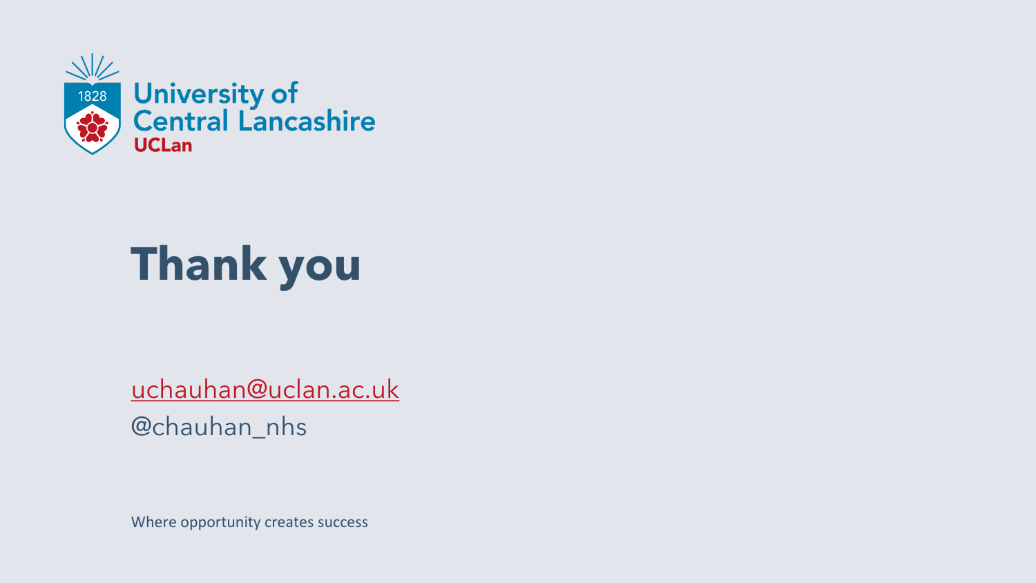University of Central Lancashire
UCLan

# Thank you

uchauhan@uclan.ac.uk

@chauhan_nhs

Where opportunity creates success